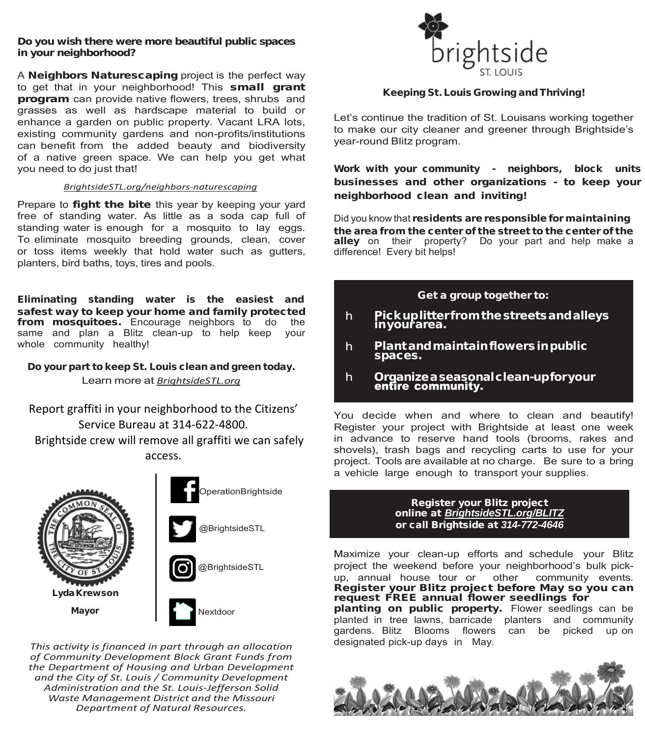**Do you wish there were more beautiful public spaces in your neighborhood?**

A **Neighbors Naturescaping** project is the perfect way to get that in your neighborhood! This **small grant program** can provide native flowers, trees, shrubs and grasses as well as hardscape material to build or enhance a garden on public property. Vacant LRA lots, existing community gardens and non-profits/institutions can benefit from the added beauty and biodiversity of a native green space. We can help you get what you need to do just that!

*BrightsideSTL.org/neighbors-naturescaping*

Prepare to **fight the bite** this year by keeping your yard free of standing water. As little as a soda cap full of standing water is enough for a mosquito to lay eggs. To eliminate mosquito breeding grounds, clean, cover or toss items weekly that hold water such as gutters, planters, bird baths, toys, tires and pools.

**Eliminating standing water is the easiest and safest way to keep your home and family protected from mosquitoes.** Encourage neighbors to do the same and plan a Blitz clean-up to help keep your whole community healthy!

**Do your part to keep St. Louis clean and green today.**
Learn more at *BrightsideSTL.org*

Report graffiti in your neighborhood to the Citizens' Service Bureau at 314-622-4800.
Brightside crew will remove all graffiti we can safely access.

**Lyda Krewson**
**Mayor**

OperationBrightside

@BrightsideSTL

@BrightsideSTL

Nextdoor

*This activity is financed in part through an allocation of Community Development Block Grant Funds from the Department of Housing and Urban Development and the City of St. Louis / Community Development Administration and the St. Louis-Jefferson Solid Waste Management District and the Missouri Department of Natural Resources.*

# brightside
ST. LOUIS

**Keeping St. Louis Growing and Thriving!**

Let's continue the tradition of St. Louisans working together to make our city cleaner and greener through Brightside's year-round Blitz program.

**Work with your community - neighbors, block units businesses and other organizations - to keep your neighborhood clean and inviting!**

Did you know that **residents are responsible for maintaining the area from the center of the street to the center of the alley** on their property? Do your part and help make a difference! Every bit helps!

**Get a group together to:**

- **Pick up litter from the streets and alleys in your area.**
- **Plant and maintain flowers in public spaces.**
- **Organize a seasonal clean-up for your entire community.**

You decide when and where to clean and beautify! Register your project with Brightside at least one week in advance to reserve hand tools (brooms, rakes and shovels), trash bags and recycling carts to use for your project. Tools are available at no charge. Be sure to a bring a vehicle large enough to transport your supplies.

**Register your Blitz project online at *BrightsideSTL.org/BLITZ* or call Brightside at *314-772-4646***

Maximize your clean-up efforts and schedule your Blitz project the weekend before your neighborhood's bulk pick-up, annual house tour or other community events. **Register your Blitz project before May so you can request FREE annual flower seedlings for planting on public property.** Flower seedlings can be planted in tree lawns, barricade planters and community gardens. Blitz Blooms flowers can be picked up on designated pick-up days in May.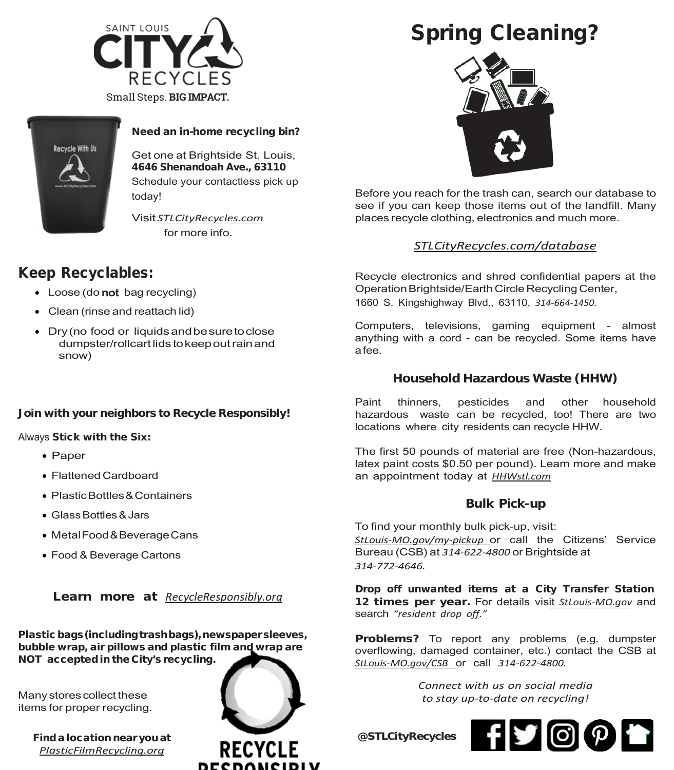SAINT LOUIS CITY RECYCLES

Small Steps. **BIG IMPACT.**

**Need an in-home recycling bin?**

Get one at Brightside St. Louis, **4646 Shenandoah Ave., 63110** Schedule your contactless pick up today!

Visit *STLCityRecycles.com* for more info.

## Keep Recyclables:

- Loose (do **not** bag recycling)
- Clean (rinse and reattach lid)
- Dry (no food or liquids and be sure to close dumpster/rollcart lids to keep out rain and snow)

**Join with your neighbors to Recycle Responsibly!**

Always **Stick with the Six:**

- Paper
- Flattened Cardboard
- Plastic Bottles & Containers
- Glass Bottles & Jars
- Metal Food & Beverage Cans
- Food & Beverage Cartons

**Learn more at** *RecycleResponsibly.org*

**Plastic bags (including trash bags), newspaper sleeves, bubble wrap, air pillows and plastic film and wrap are NOT accepted in the City's recycling.**

Many stores collect these items for proper recycling.

**Find a location near you at** *PlasticFilmRecycling.org*

RECYCLE RESPONSIBLY

# Spring Cleaning?

Before you reach for the trash can, search our database to see if you can keep those items out of the landfill. Many places recycle clothing, electronics and much more.

*STLCityRecycles.com/database*

Recycle electronics and shred confidential papers at the Operation Brightside/Earth Circle Recycling Center, 1660 S. Kingshighway Blvd., 63110, *314-664-1450.*

Computers, televisions, gaming equipment - almost anything with a cord - can be recycled. Some items have a fee.

### Household Hazardous Waste (HHW)

Paint thinners, pesticides and other household hazardous waste can be recycled, too! There are two locations where city residents can recycle HHW.

The first 50 pounds of material are free (Non-hazardous, latex paint costs $0.50 per pound). Learn more and make an appointment today at *HHWstl.com*

### Bulk Pick-up

To find your monthly bulk pick-up, visit: *StLouis-MO.gov/my-pickup* or call the Citizens' Service Bureau (CSB) at *314-622-4800* or Brightside at *314-772-4646*.

**Drop off unwanted items at a City Transfer Station 12 times per year.** For details visit *StLouis-MO.gov* and search *"resident drop off."*

**Problems?** To report any problems (e.g. dumpster overflowing, damaged container, etc.) contact the CSB at *StLouis-MO.gov/CSB* or call *314-622-4800*.

*Connect with us on social media to stay up-to-date on recycling!*

**@STLCityRecycles**